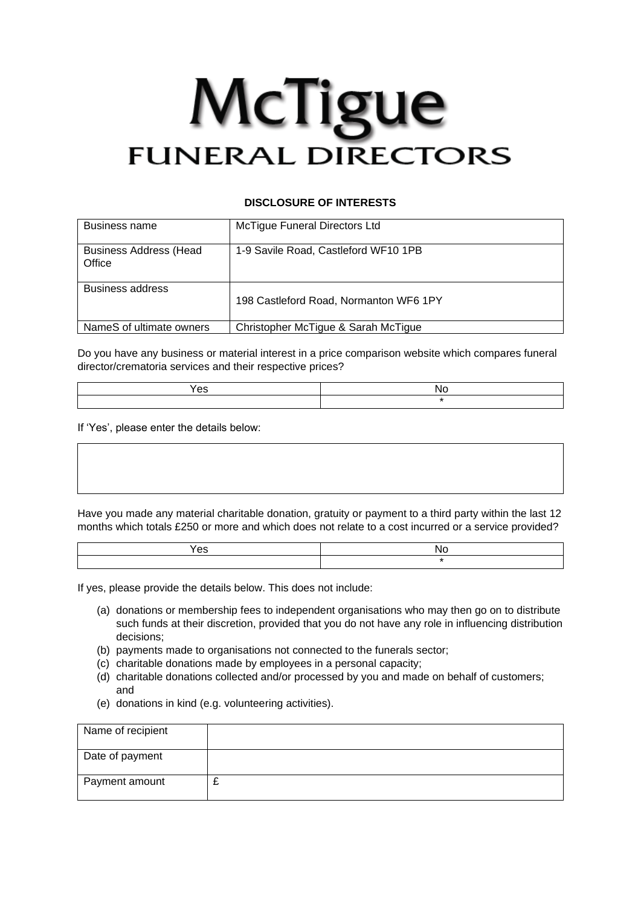# McTigue FUNERAL DIRECTORS

**DISCLOSURE OF INTERESTS**

| Business name | McTigue Funeral Directors Ltd |
| --- | --- |
| Business Address (Head Office | 1-9 Savile Road, Castleford WF10 1PB |
| Business address | 198 Castleford Road, Normanton WF6 1PY |
| NameS of ultimate owners | Christopher McTigue & Sarah McTigue |

Do you have any business or material interest in a price comparison website which compares funeral director/crematoria services and their respective prices?

| Yes | No |
| --- | --- |
| | * |

If 'Yes', please enter the details below:

| |
| --- |
| |

Have you made any material charitable donation, gratuity or payment to a third party within the last 12 months which totals £250 or more and which does not relate to a cost incurred or a service provided?

| Yes | No |
| --- | --- |
| | * |

If yes, please provide the details below. This does not include:

(a) donations or membership fees to independent organisations who may then go on to distribute such funds at their discretion, provided that you do not have any role in influencing distribution decisions;
(b) payments made to organisations not connected to the funerals sector;
(c) charitable donations made by employees in a personal capacity;
(d) charitable donations collected and/or processed by you and made on behalf of customers; and
(e) donations in kind (e.g. volunteering activities).

| Name of recipient | |
| --- | --- |
| Date of payment | |
| Payment amount | £ |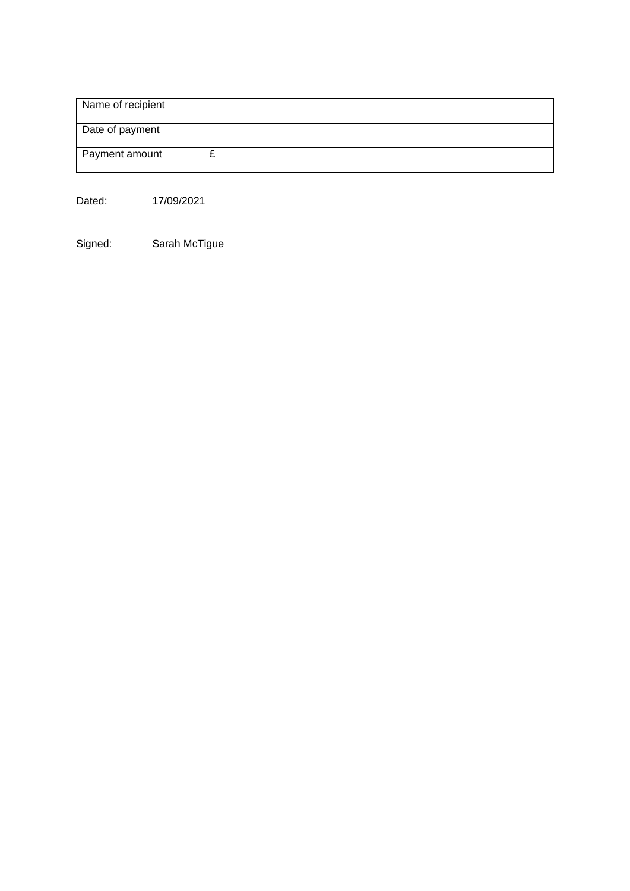| | |
|---|---|
| Name of recipient | |
| Date of payment | |
| Payment amount | £ |

Dated: 17/09/2021

Signed: Sarah McTigue